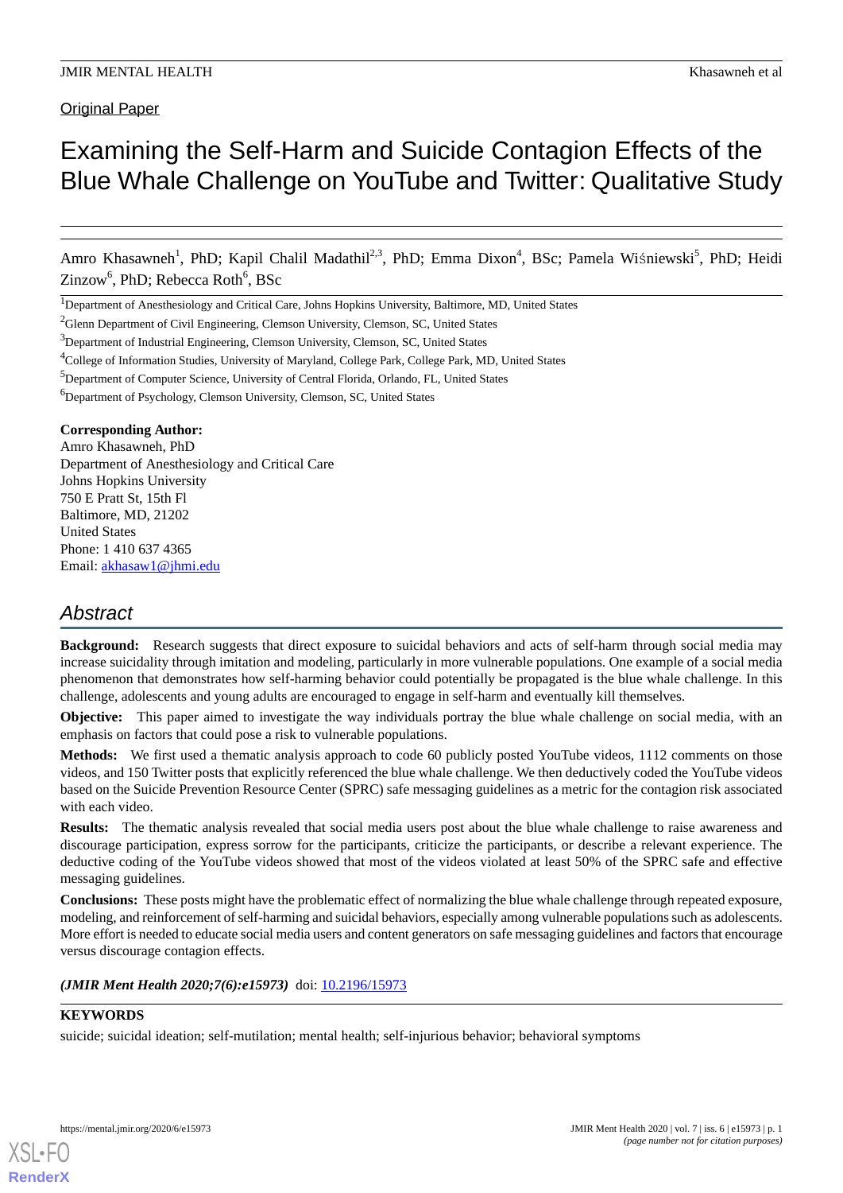Original Paper

# Examining the Self-Harm and Suicide Contagion Effects of the Blue Whale Challenge on YouTube and Twitter: Qualitative Study

Amro Khasawneh[1], PhD; Kapil Chalil Madathil[2,3], PhD; Emma Dixon[4], BSc; Pamela Wiśniewski[5], PhD; Heidi Zinzow[6], PhD; Rebecca Roth[6], BSc

[1]Department of Anesthesiology and Critical Care, Johns Hopkins University, Baltimore, MD, United States

[2]Glenn Department of Civil Engineering, Clemson University, Clemson, SC, United States

[3]Department of Industrial Engineering, Clemson University, Clemson, SC, United States

[4]College of Information Studies, University of Maryland, College Park, College Park, MD, United States

[5]Department of Computer Science, University of Central Florida, Orlando, FL, United States

[6]Department of Psychology, Clemson University, Clemson, SC, United States

**Corresponding Author:**
Amro Khasawneh, PhD
Department of Anesthesiology and Critical Care
Johns Hopkins University
750 E Pratt St, 15th Fl
Baltimore, MD, 21202
United States
Phone: 1 410 637 4365
Email: akhasaw1@jhmi.edu

## Abstract

**Background:** Research suggests that direct exposure to suicidal behaviors and acts of self-harm through social media may increase suicidality through imitation and modeling, particularly in more vulnerable populations. One example of a social media phenomenon that demonstrates how self-harming behavior could potentially be propagated is the blue whale challenge. In this challenge, adolescents and young adults are encouraged to engage in self-harm and eventually kill themselves.

**Objective:** This paper aimed to investigate the way individuals portray the blue whale challenge on social media, with an emphasis on factors that could pose a risk to vulnerable populations.

**Methods:** We first used a thematic analysis approach to code 60 publicly posted YouTube videos, 1112 comments on those videos, and 150 Twitter posts that explicitly referenced the blue whale challenge. We then deductively coded the YouTube videos based on the Suicide Prevention Resource Center (SPRC) safe messaging guidelines as a metric for the contagion risk associated with each video.

**Results:** The thematic analysis revealed that social media users post about the blue whale challenge to raise awareness and discourage participation, express sorrow for the participants, criticize the participants, or describe a relevant experience. The deductive coding of the YouTube videos showed that most of the videos violated at least 50% of the SPRC safe and effective messaging guidelines.

**Conclusions:** These posts might have the problematic effect of normalizing the blue whale challenge through repeated exposure, modeling, and reinforcement of self-harming and suicidal behaviors, especially among vulnerable populations such as adolescents. More effort is needed to educate social media users and content generators on safe messaging guidelines and factors that encourage versus discourage contagion effects.

***(JMIR Ment Health 2020;7(6):e15973)*** doi: 10.2196/15973

**KEYWORDS**

suicide; suicidal ideation; self-mutilation; mental health; self-injurious behavior; behavioral symptoms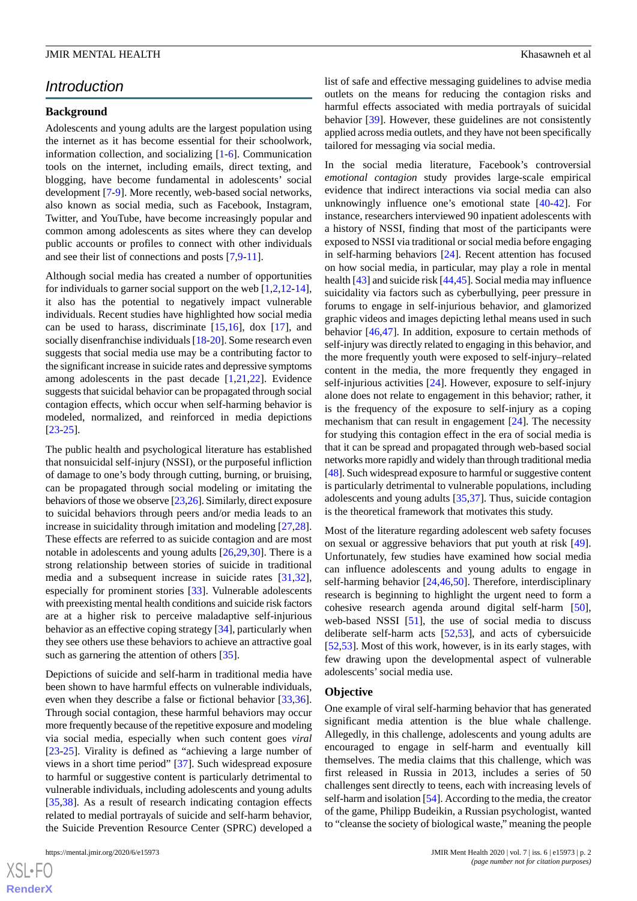## Introduction

### Background

Adolescents and young adults are the largest population using the internet as it has become essential for their schoolwork, information collection, and socializing [1-6]. Communication tools on the internet, including emails, direct texting, and blogging, have become fundamental in adolescents' social development [7-9]. More recently, web-based social networks, also known as social media, such as Facebook, Instagram, Twitter, and YouTube, have become increasingly popular and common among adolescents as sites where they can develop public accounts or profiles to connect with other individuals and see their list of connections and posts [7,9-11].

Although social media has created a number of opportunities for individuals to garner social support on the web [1,2,12-14], it also has the potential to negatively impact vulnerable individuals. Recent studies have highlighted how social media can be used to harass, discriminate [15,16], dox [17], and socially disenfranchise individuals [18-20]. Some research even suggests that social media use may be a contributing factor to the significant increase in suicide rates and depressive symptoms among adolescents in the past decade [1,21,22]. Evidence suggests that suicidal behavior can be propagated through social contagion effects, which occur when self-harming behavior is modeled, normalized, and reinforced in media depictions [23-25].

The public health and psychological literature has established that nonsuicidal self-injury (NSSI), or the purposeful infliction of damage to one's body through cutting, burning, or bruising, can be propagated through social modeling or imitating the behaviors of those we observe [23,26]. Similarly, direct exposure to suicidal behaviors through peers and/or media leads to an increase in suicidality through imitation and modeling [27,28]. These effects are referred to as suicide contagion and are most notable in adolescents and young adults [26,29,30]. There is a strong relationship between stories of suicide in traditional media and a subsequent increase in suicide rates [31,32], especially for prominent stories [33]. Vulnerable adolescents with preexisting mental health conditions and suicide risk factors are at a higher risk to perceive maladaptive self-injurious behavior as an effective coping strategy [34], particularly when they see others use these behaviors to achieve an attractive goal such as garnering the attention of others [35].

Depictions of suicide and self-harm in traditional media have been shown to have harmful effects on vulnerable individuals, even when they describe a false or fictional behavior [33,36]. Through social contagion, these harmful behaviors may occur more frequently because of the repetitive exposure and modeling via social media, especially when such content goes *viral* [23-25]. Virality is defined as "achieving a large number of views in a short time period" [37]. Such widespread exposure to harmful or suggestive content is particularly detrimental to vulnerable individuals, including adolescents and young adults [35,38]. As a result of research indicating contagion effects related to medial portrayals of suicide and self-harm behavior, the Suicide Prevention Resource Center (SPRC) developed a list of safe and effective messaging guidelines to advise media outlets on the means for reducing the contagion risks and harmful effects associated with media portrayals of suicidal behavior [39]. However, these guidelines are not consistently applied across media outlets, and they have not been specifically tailored for messaging via social media.

In the social media literature, Facebook's controversial *emotional contagion* study provides large-scale empirical evidence that indirect interactions via social media can also unknowingly influence one's emotional state [40-42]. For instance, researchers interviewed 90 inpatient adolescents with a history of NSSI, finding that most of the participants were exposed to NSSI via traditional or social media before engaging in self-harming behaviors [24]. Recent attention has focused on how social media, in particular, may play a role in mental health [43] and suicide risk [44,45]. Social media may influence suicidality via factors such as cyberbullying, peer pressure in forums to engage in self-injurious behavior, and glamorized graphic videos and images depicting lethal means used in such behavior [46,47]. In addition, exposure to certain methods of self-injury was directly related to engaging in this behavior, and the more frequently youth were exposed to self-injury–related content in the media, the more frequently they engaged in self-injurious activities [24]. However, exposure to self-injury alone does not relate to engagement in this behavior; rather, it is the frequency of the exposure to self-injury as a coping mechanism that can result in engagement [24]. The necessity for studying this contagion effect in the era of social media is that it can be spread and propagated through web-based social networks more rapidly and widely than through traditional media [48]. Such widespread exposure to harmful or suggestive content is particularly detrimental to vulnerable populations, including adolescents and young adults [35,37]. Thus, suicide contagion is the theoretical framework that motivates this study.

Most of the literature regarding adolescent web safety focuses on sexual or aggressive behaviors that put youth at risk [49]. Unfortunately, few studies have examined how social media can influence adolescents and young adults to engage in self-harming behavior [24,46,50]. Therefore, interdisciplinary research is beginning to highlight the urgent need to form a cohesive research agenda around digital self-harm [50], web-based NSSI [51], the use of social media to discuss deliberate self-harm acts [52,53], and acts of cybersuicide [52,53]. Most of this work, however, is in its early stages, with few drawing upon the developmental aspect of vulnerable adolescents' social media use.

### Objective

One example of viral self-harming behavior that has generated significant media attention is the blue whale challenge. Allegedly, in this challenge, adolescents and young adults are encouraged to engage in self-harm and eventually kill themselves. The media claims that this challenge, which was first released in Russia in 2013, includes a series of 50 challenges sent directly to teens, each with increasing levels of self-harm and isolation [54]. According to the media, the creator of the game, Philipp Budeikin, a Russian psychologist, wanted to "cleanse the society of biological waste," meaning the people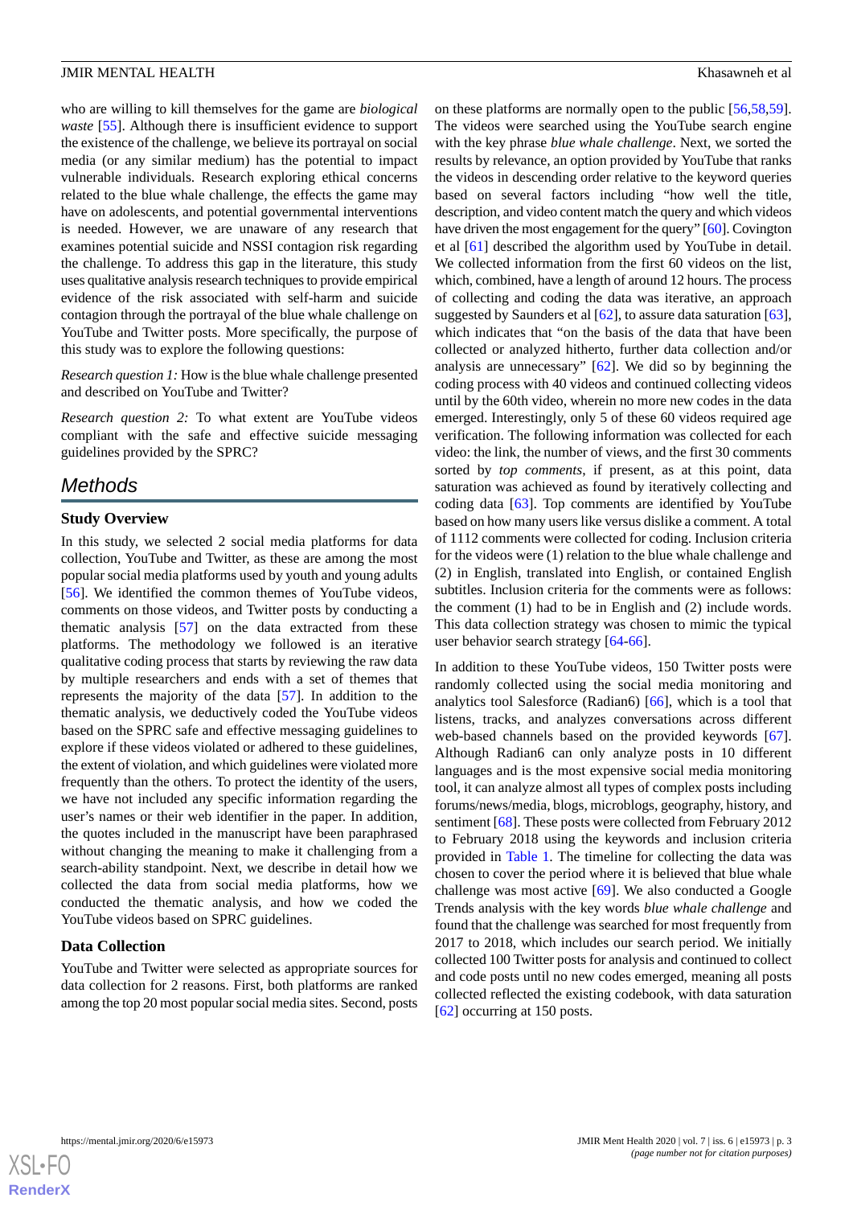who are willing to kill themselves for the game are *biological waste* [55]. Although there is insufficient evidence to support the existence of the challenge, we believe its portrayal on social media (or any similar medium) has the potential to impact vulnerable individuals. Research exploring ethical concerns related to the blue whale challenge, the effects the game may have on adolescents, and potential governmental interventions is needed. However, we are unaware of any research that examines potential suicide and NSSI contagion risk regarding the challenge. To address this gap in the literature, this study uses qualitative analysis research techniques to provide empirical evidence of the risk associated with self-harm and suicide contagion through the portrayal of the blue whale challenge on YouTube and Twitter posts. More specifically, the purpose of this study was to explore the following questions:

*Research question 1:* How is the blue whale challenge presented and described on YouTube and Twitter?

*Research question 2:* To what extent are YouTube videos compliant with the safe and effective suicide messaging guidelines provided by the SPRC?

## Methods

### Study Overview

In this study, we selected 2 social media platforms for data collection, YouTube and Twitter, as these are among the most popular social media platforms used by youth and young adults [56]. We identified the common themes of YouTube videos, comments on those videos, and Twitter posts by conducting a thematic analysis [57] on the data extracted from these platforms. The methodology we followed is an iterative qualitative coding process that starts by reviewing the raw data by multiple researchers and ends with a set of themes that represents the majority of the data [57]. In addition to the thematic analysis, we deductively coded the YouTube videos based on the SPRC safe and effective messaging guidelines to explore if these videos violated or adhered to these guidelines, the extent of violation, and which guidelines were violated more frequently than the others. To protect the identity of the users, we have not included any specific information regarding the user's names or their web identifier in the paper. In addition, the quotes included in the manuscript have been paraphrased without changing the meaning to make it challenging from a search-ability standpoint. Next, we describe in detail how we collected the data from social media platforms, how we conducted the thematic analysis, and how we coded the YouTube videos based on SPRC guidelines.

### Data Collection

YouTube and Twitter were selected as appropriate sources for data collection for 2 reasons. First, both platforms are ranked among the top 20 most popular social media sites. Second, posts on these platforms are normally open to the public [56,58,59]. The videos were searched using the YouTube search engine with the key phrase *blue whale challenge*. Next, we sorted the results by relevance, an option provided by YouTube that ranks the videos in descending order relative to the keyword queries based on several factors including "how well the title, description, and video content match the query and which videos have driven the most engagement for the query" [60]. Covington et al [61] described the algorithm used by YouTube in detail. We collected information from the first 60 videos on the list, which, combined, have a length of around 12 hours. The process of collecting and coding the data was iterative, an approach suggested by Saunders et al [62], to assure data saturation [63], which indicates that "on the basis of the data that have been collected or analyzed hitherto, further data collection and/or analysis are unnecessary" [62]. We did so by beginning the coding process with 40 videos and continued collecting videos until by the 60th video, wherein no more new codes in the data emerged. Interestingly, only 5 of these 60 videos required age verification. The following information was collected for each video: the link, the number of views, and the first 30 comments sorted by *top comments*, if present, as at this point, data saturation was achieved as found by iteratively collecting and coding data [63]. Top comments are identified by YouTube based on how many users like versus dislike a comment. A total of 1112 comments were collected for coding. Inclusion criteria for the videos were (1) relation to the blue whale challenge and (2) in English, translated into English, or contained English subtitles. Inclusion criteria for the comments were as follows: the comment (1) had to be in English and (2) include words. This data collection strategy was chosen to mimic the typical user behavior search strategy [64-66].

In addition to these YouTube videos, 150 Twitter posts were randomly collected using the social media monitoring and analytics tool Salesforce (Radian6) [66], which is a tool that listens, tracks, and analyzes conversations across different web-based channels based on the provided keywords [67]. Although Radian6 can only analyze posts in 10 different languages and is the most expensive social media monitoring tool, it can analyze almost all types of complex posts including forums/news/media, blogs, microblogs, geography, history, and sentiment [68]. These posts were collected from February 2012 to February 2018 using the keywords and inclusion criteria provided in Table 1. The timeline for collecting the data was chosen to cover the period where it is believed that blue whale challenge was most active [69]. We also conducted a Google Trends analysis with the key words *blue whale challenge* and found that the challenge was searched for most frequently from 2017 to 2018, which includes our search period. We initially collected 100 Twitter posts for analysis and continued to collect and code posts until no new codes emerged, meaning all posts collected reflected the existing codebook, with data saturation [62] occurring at 150 posts.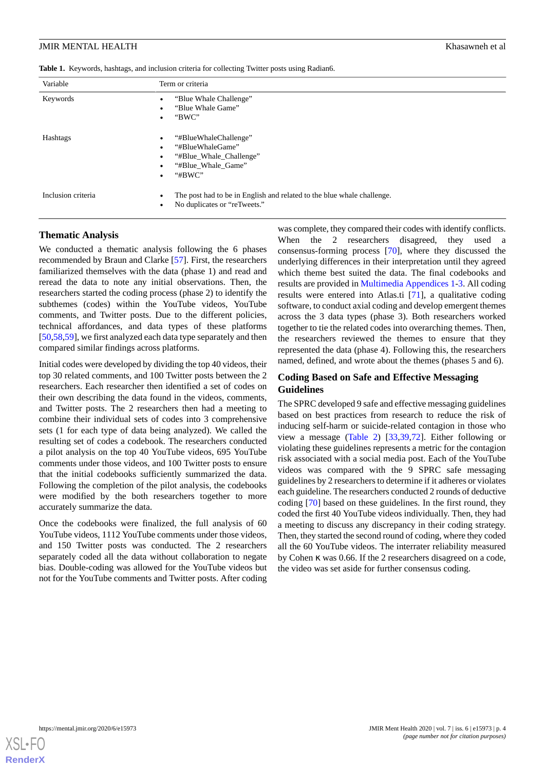**Table 1.** Keywords, hashtags, and inclusion criteria for collecting Twitter posts using Radian6.

| Variable | Term or criteria |
|---|---|
| Keywords | • "Blue Whale Challenge" <br> • "Blue Whale Game" <br> • "BWC" |
| Hashtags | • "#BlueWhaleChallenge" <br> • "#BlueWhaleGame" <br> • "#Blue_Whale_Challenge" <br> • "#Blue_Whale_Game" <br> • "#BWC" |
| Inclusion criteria | • The post had to be in English and related to the blue whale challenge. <br> • No duplicates or "reTweets." |

## Thematic Analysis

We conducted a thematic analysis following the 6 phases recommended by Braun and Clarke [57]. First, the researchers familiarized themselves with the data (phase 1) and read and reread the data to note any initial observations. Then, the researchers started the coding process (phase 2) to identify the subthemes (codes) within the YouTube videos, YouTube comments, and Twitter posts. Due to the different policies, technical affordances, and data types of these platforms [50,58,59], we first analyzed each data type separately and then compared similar findings across platforms.

Initial codes were developed by dividing the top 40 videos, their top 30 related comments, and 100 Twitter posts between the 2 researchers. Each researcher then identified a set of codes on their own describing the data found in the videos, comments, and Twitter posts. The 2 researchers then had a meeting to combine their individual sets of codes into 3 comprehensive sets (1 for each type of data being analyzed). We called the resulting set of codes a codebook. The researchers conducted a pilot analysis on the top 40 YouTube videos, 695 YouTube comments under those videos, and 100 Twitter posts to ensure that the initial codebooks sufficiently summarized the data. Following the completion of the pilot analysis, the codebooks were modified by the both researchers together to more accurately summarize the data.

Once the codebooks were finalized, the full analysis of 60 YouTube videos, 1112 YouTube comments under those videos, and 150 Twitter posts was conducted. The 2 researchers separately coded all the data without collaboration to negate bias. Double-coding was allowed for the YouTube videos but not for the YouTube comments and Twitter posts. After coding was complete, they compared their codes with identify conflicts. When the 2 researchers disagreed, they used a consensus-forming process [70], where they discussed the underlying differences in their interpretation until they agreed which theme best suited the data. The final codebooks and results are provided in Multimedia Appendices 1-3. All coding results were entered into Atlas.ti [71], a qualitative coding software, to conduct axial coding and develop emergent themes across the 3 data types (phase 3). Both researchers worked together to tie the related codes into overarching themes. Then, the researchers reviewed the themes to ensure that they represented the data (phase 4). Following this, the researchers named, defined, and wrote about the themes (phases 5 and 6).

## Coding Based on Safe and Effective Messaging Guidelines

The SPRC developed 9 safe and effective messaging guidelines based on best practices from research to reduce the risk of inducing self-harm or suicide-related contagion in those who view a message (Table 2) [33,39,72]. Either following or violating these guidelines represents a metric for the contagion risk associated with a social media post. Each of the YouTube videos was compared with the 9 SPRC safe messaging guidelines by 2 researchers to determine if it adheres or violates each guideline. The researchers conducted 2 rounds of deductive coding [70] based on these guidelines. In the first round, they coded the first 40 YouTube videos individually. Then, they had a meeting to discuss any discrepancy in their coding strategy. Then, they started the second round of coding, where they coded all the 60 YouTube videos. The interrater reliability measured by Cohen κ was 0.66. If the 2 researchers disagreed on a code, the video was set aside for further consensus coding.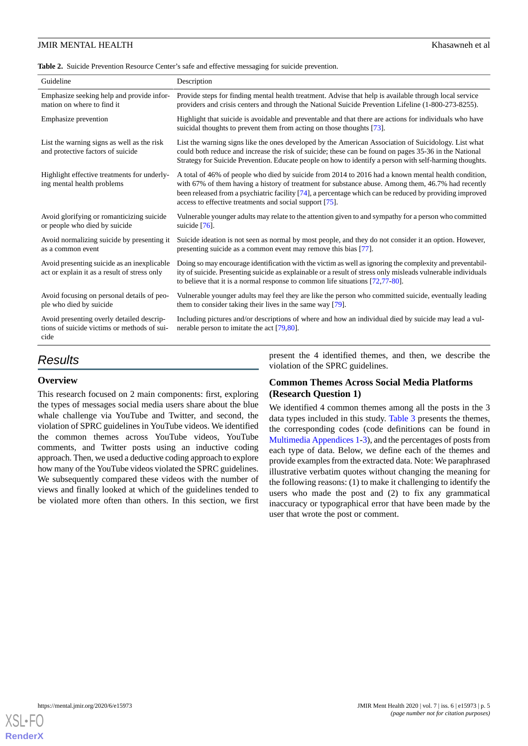**Table 2.** Suicide Prevention Resource Center's safe and effective messaging for suicide prevention.

| Guideline | Description |
|---|---|
| Emphasize seeking help and provide information on where to find it | Provide steps for finding mental health treatment. Advise that help is available through local service providers and crisis centers and through the National Suicide Prevention Lifeline (1-800-273-8255). |
| Emphasize prevention | Highlight that suicide is avoidable and preventable and that there are actions for individuals who have suicidal thoughts to prevent them from acting on those thoughts [73]. |
| List the warning signs as well as the risk and protective factors of suicide | List the warning signs like the ones developed by the American Association of Suicidology. List what could both reduce and increase the risk of suicide; these can be found on pages 35-36 in the National Strategy for Suicide Prevention. Educate people on how to identify a person with self-harming thoughts. |
| Highlight effective treatments for underlying mental health problems | A total of 46% of people who died by suicide from 2014 to 2016 had a known mental health condition, with 67% of them having a history of treatment for substance abuse. Among them, 46.7% had recently been released from a psychiatric facility [74], a percentage which can be reduced by providing improved access to effective treatments and social support [75]. |
| Avoid glorifying or romanticizing suicide or people who died by suicide | Vulnerable younger adults may relate to the attention given to and sympathy for a person who committed suicide [76]. |
| Avoid normalizing suicide by presenting it as a common event | Suicide ideation is not seen as normal by most people, and they do not consider it an option. However, presenting suicide as a common event may remove this bias [77]. |
| Avoid presenting suicide as an inexplicable act or explain it as a result of stress only | Doing so may encourage identification with the victim as well as ignoring the complexity and preventability of suicide. Presenting suicide as explainable or a result of stress only misleads vulnerable individuals to believe that it is a normal response to common life situations [72,77-80]. |
| Avoid focusing on personal details of people who died by suicide | Vulnerable younger adults may feel they are like the person who committed suicide, eventually leading them to consider taking their lives in the same way [79]. |
| Avoid presenting overly detailed descriptions of suicide victims or methods of suicide | Including pictures and/or descriptions of where and how an individual died by suicide may lead a vulnerable person to imitate the act [79,80]. |

## Results

### Overview

This research focused on 2 main components: first, exploring the types of messages social media users share about the blue whale challenge via YouTube and Twitter, and second, the violation of SPRC guidelines in YouTube videos. We identified the common themes across YouTube videos, YouTube comments, and Twitter posts using an inductive coding approach. Then, we used a deductive coding approach to explore how many of the YouTube videos violated the SPRC guidelines. We subsequently compared these videos with the number of views and finally looked at which of the guidelines tended to be violated more often than others. In this section, we first present the 4 identified themes, and then, we describe the violation of the SPRC guidelines.

### Common Themes Across Social Media Platforms (Research Question 1)

We identified 4 common themes among all the posts in the 3 data types included in this study. Table 3 presents the themes, the corresponding codes (code definitions can be found in Multimedia Appendices 1-3), and the percentages of posts from each type of data. Below, we define each of the themes and provide examples from the extracted data. Note: We paraphrased illustrative verbatim quotes without changing the meaning for the following reasons: (1) to make it challenging to identify the users who made the post and (2) to fix any grammatical inaccuracy or typographical error that have been made by the user that wrote the post or comment.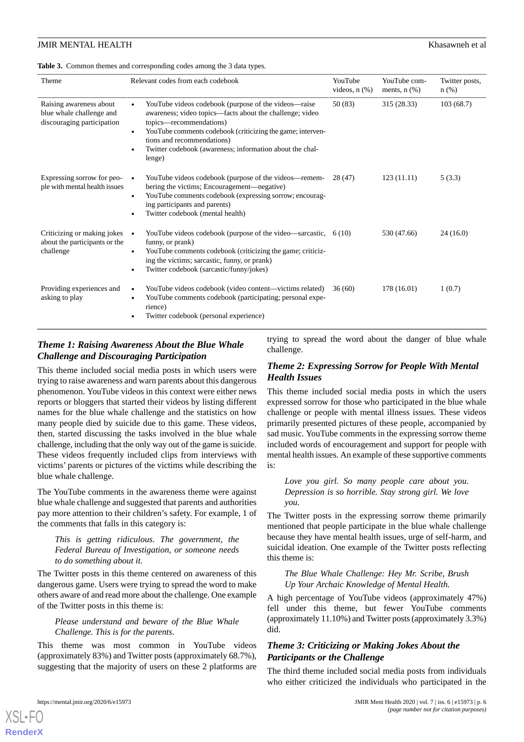**Table 3.** Common themes and corresponding codes among the 3 data types.

| Theme | Relevant codes from each codebook | YouTube videos, n (%) | YouTube comments, n (%) | Twitter posts, n (%) |
|---|---|---|---|---|
| Raising awareness about blue whale challenge and discouraging participation | • YouTube videos codebook (purpose of the videos—raise awareness; video topics—facts about the challenge; video topics—recommendations)<br>• YouTube comments codebook (criticizing the game; interventions and recommendations)<br>• Twitter codebook (awareness; information about the challenge) | 50 (83) | 315 (28.33) | 103 (68.7) |
| Expressing sorrow for people with mental health issues | • YouTube videos codebook (purpose of the videos—remembering the victims; Encouragement—negative)<br>• YouTube comments codebook (expressing sorrow; encouraging participants and parents)<br>• Twitter codebook (mental health) | 28 (47) | 123 (11.11) | 5 (3.3) |
| Criticizing or making jokes about the participants or the challenge | • YouTube videos codebook (purpose of the video—sarcastic, funny, or prank)<br>• YouTube comments codebook (criticizing the game; criticizing the victims; sarcastic, funny, or prank)<br>• Twitter codebook (sarcastic/funny/jokes) | 6 (10) | 530 (47.66) | 24 (16.0) |
| Providing experiences and asking to play | • YouTube videos codebook (video content—victims related)<br>• YouTube comments codebook (participating; personal experience)<br>• Twitter codebook (personal experience) | 36 (60) | 178 (16.01) | 1 (0.7) |

### *Theme 1: Raising Awareness About the Blue Whale Challenge and Discouraging Participation*

This theme included social media posts in which users were trying to raise awareness and warn parents about this dangerous phenomenon. YouTube videos in this context were either news reports or bloggers that started their videos by listing different names for the blue whale challenge and the statistics on how many people died by suicide due to this game. These videos, then, started discussing the tasks involved in the blue whale challenge, including that the only way out of the game is suicide. These videos frequently included clips from interviews with victims' parents or pictures of the victims while describing the blue whale challenge.

The YouTube comments in the awareness theme were against blue whale challenge and suggested that parents and authorities pay more attention to their children's safety. For example, 1 of the comments that falls in this category is:

> *This is getting ridiculous. The government, the Federal Bureau of Investigation, or someone needs to do something about it.*

The Twitter posts in this theme centered on awareness of this dangerous game. Users were trying to spread the word to make others aware of and read more about the challenge. One example of the Twitter posts in this theme is:

> *Please understand and beware of the Blue Whale Challenge. This is for the parents.*

This theme was most common in YouTube videos (approximately 83%) and Twitter posts (approximately 68.7%), suggesting that the majority of users on these 2 platforms are trying to spread the word about the danger of blue whale challenge.

### *Theme 2: Expressing Sorrow for People With Mental Health Issues*

This theme included social media posts in which the users expressed sorrow for those who participated in the blue whale challenge or people with mental illness issues. These videos primarily presented pictures of these people, accompanied by sad music. YouTube comments in the expressing sorrow theme included words of encouragement and support for people with mental health issues. An example of these supportive comments is:

> *Love you girl. So many people care about you. Depression is so horrible. Stay strong girl. We love you.*

The Twitter posts in the expressing sorrow theme primarily mentioned that people participate in the blue whale challenge because they have mental health issues, urge of self-harm, and suicidal ideation. One example of the Twitter posts reflecting this theme is:

> *The Blue Whale Challenge: Hey Mr. Scribe, Brush Up Your Archaic Knowledge of Mental Health.*

A high percentage of YouTube videos (approximately 47%) fell under this theme, but fewer YouTube comments (approximately 11.10%) and Twitter posts (approximately 3.3%) did.

### *Theme 3: Criticizing or Making Jokes About the Participants or the Challenge*

The third theme included social media posts from individuals who either criticized the individuals who participated in the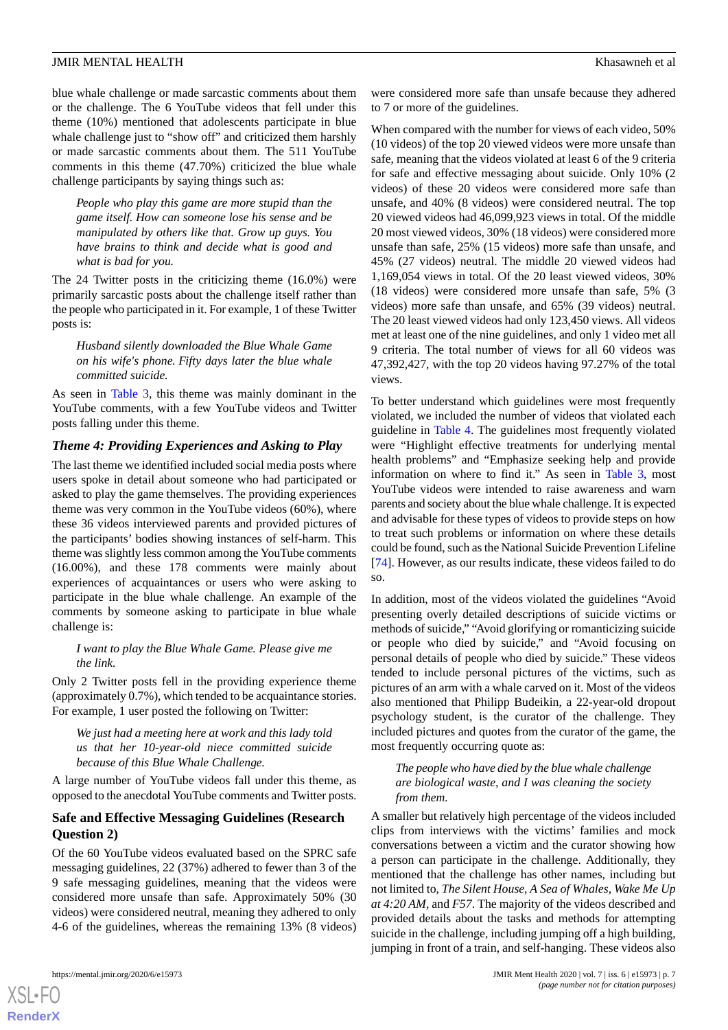blue whale challenge or made sarcastic comments about them or the challenge. The 6 YouTube videos that fell under this theme (10%) mentioned that adolescents participate in blue whale challenge just to "show off" and criticized them harshly or made sarcastic comments about them. The 511 YouTube comments in this theme (47.70%) criticized the blue whale challenge participants by saying things such as:

> *People who play this game are more stupid than the game itself. How can someone lose his sense and be manipulated by others like that. Grow up guys. You have brains to think and decide what is good and what is bad for you.*

The 24 Twitter posts in the criticizing theme (16.0%) were primarily sarcastic posts about the challenge itself rather than the people who participated in it. For example, 1 of these Twitter posts is:

> *Husband silently downloaded the Blue Whale Game on his wife's phone. Fifty days later the blue whale committed suicide.*

As seen in Table 3, this theme was mainly dominant in the YouTube comments, with a few YouTube videos and Twitter posts falling under this theme.

### *Theme 4: Providing Experiences and Asking to Play*

The last theme we identified included social media posts where users spoke in detail about someone who had participated or asked to play the game themselves. The providing experiences theme was very common in the YouTube videos (60%), where these 36 videos interviewed parents and provided pictures of the participants' bodies showing instances of self-harm. This theme was slightly less common among the YouTube comments (16.00%), and these 178 comments were mainly about experiences of acquaintances or users who were asking to participate in the blue whale challenge. An example of the comments by someone asking to participate in blue whale challenge is:

> *I want to play the Blue Whale Game. Please give me the link.*

Only 2 Twitter posts fell in the providing experience theme (approximately 0.7%), which tended to be acquaintance stories. For example, 1 user posted the following on Twitter:

> *We just had a meeting here at work and this lady told us that her 10-year-old niece committed suicide because of this Blue Whale Challenge.*

A large number of YouTube videos fall under this theme, as opposed to the anecdotal YouTube comments and Twitter posts.

### Safe and Effective Messaging Guidelines (Research Question 2)

Of the 60 YouTube videos evaluated based on the SPRC safe messaging guidelines, 22 (37%) adhered to fewer than 3 of the 9 safe messaging guidelines, meaning that the videos were considered more unsafe than safe. Approximately 50% (30 videos) were considered neutral, meaning they adhered to only 4-6 of the guidelines, whereas the remaining 13% (8 videos) were considered more safe than unsafe because they adhered to 7 or more of the guidelines.

When compared with the number for views of each video, 50% (10 videos) of the top 20 viewed videos were more unsafe than safe, meaning that the videos violated at least 6 of the 9 criteria for safe and effective messaging about suicide. Only 10% (2 videos) of these 20 videos were considered more safe than unsafe, and 40% (8 videos) were considered neutral. The top 20 viewed videos had 46,099,923 views in total. Of the middle 20 most viewed videos, 30% (18 videos) were considered more unsafe than safe, 25% (15 videos) more safe than unsafe, and 45% (27 videos) neutral. The middle 20 viewed videos had 1,169,054 views in total. Of the 20 least viewed videos, 30% (18 videos) were considered more unsafe than safe, 5% (3 videos) more safe than unsafe, and 65% (39 videos) neutral. The 20 least viewed videos had only 123,450 views. All videos met at least one of the nine guidelines, and only 1 video met all 9 criteria. The total number of views for all 60 videos was 47,392,427, with the top 20 videos having 97.27% of the total views.

To better understand which guidelines were most frequently violated, we included the number of videos that violated each guideline in Table 4. The guidelines most frequently violated were "Highlight effective treatments for underlying mental health problems" and "Emphasize seeking help and provide information on where to find it." As seen in Table 3, most YouTube videos were intended to raise awareness and warn parents and society about the blue whale challenge. It is expected and advisable for these types of videos to provide steps on how to treat such problems or information on where these details could be found, such as the National Suicide Prevention Lifeline [74]. However, as our results indicate, these videos failed to do so.

In addition, most of the videos violated the guidelines "Avoid presenting overly detailed descriptions of suicide victims or methods of suicide," "Avoid glorifying or romanticizing suicide or people who died by suicide," and "Avoid focusing on personal details of people who died by suicide." These videos tended to include personal pictures of the victims, such as pictures of an arm with a whale carved on it. Most of the videos also mentioned that Philipp Budeikin, a 22-year-old dropout psychology student, is the curator of the challenge. They included pictures and quotes from the curator of the game, the most frequently occurring quote as:

> *The people who have died by the blue whale challenge are biological waste, and I was cleaning the society from them.*

A smaller but relatively high percentage of the videos included clips from interviews with the victims' families and mock conversations between a victim and the curator showing how a person can participate in the challenge. Additionally, they mentioned that the challenge has other names, including but not limited to, *The Silent House, A Sea of Whales, Wake Me Up at 4:20 AM,* and *F57*. The majority of the videos described and provided details about the tasks and methods for attempting suicide in the challenge, including jumping off a high building, jumping in front of a train, and self-hanging. These videos also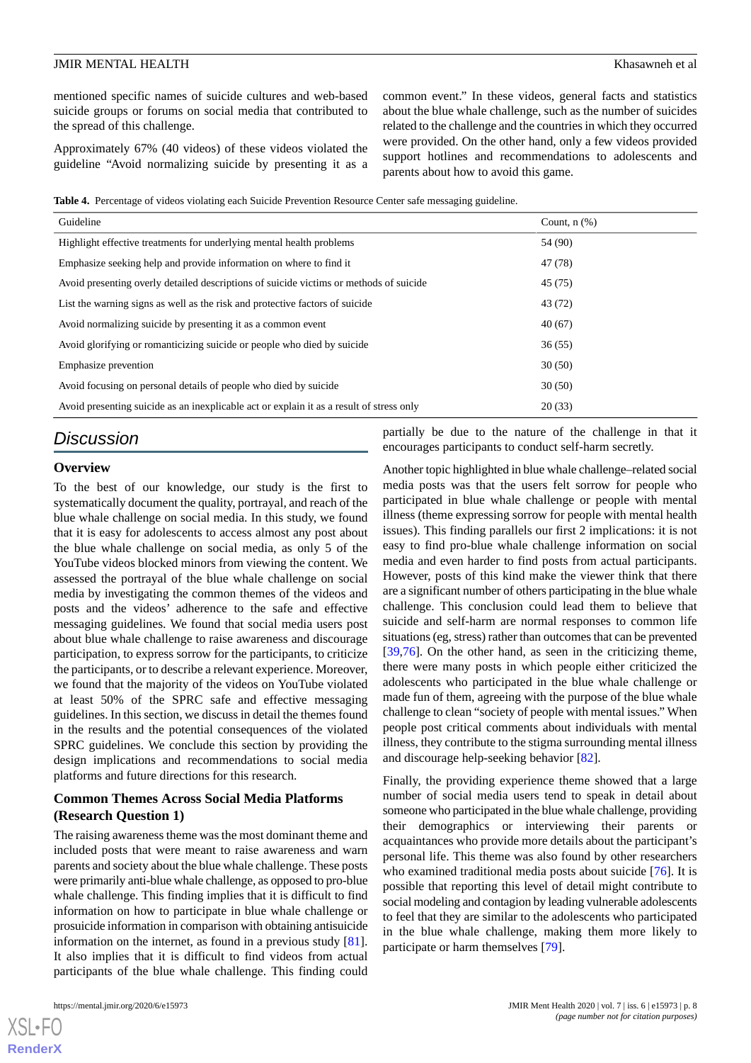mentioned specific names of suicide cultures and web-based suicide groups or forums on social media that contributed to the spread of this challenge.

Approximately 67% (40 videos) of these videos violated the guideline "Avoid normalizing suicide by presenting it as a common event." In these videos, general facts and statistics about the blue whale challenge, such as the number of suicides related to the challenge and the countries in which they occurred were provided. On the other hand, only a few videos provided support hotlines and recommendations to adolescents and parents about how to avoid this game.

**Table 4.** Percentage of videos violating each Suicide Prevention Resource Center safe messaging guideline.

| Guideline | Count, n (%) |
|---|---|
| Highlight effective treatments for underlying mental health problems | 54 (90) |
| Emphasize seeking help and provide information on where to find it | 47 (78) |
| Avoid presenting overly detailed descriptions of suicide victims or methods of suicide | 45 (75) |
| List the warning signs as well as the risk and protective factors of suicide | 43 (72) |
| Avoid normalizing suicide by presenting it as a common event | 40 (67) |
| Avoid glorifying or romanticizing suicide or people who died by suicide | 36 (55) |
| Emphasize prevention | 30 (50) |
| Avoid focusing on personal details of people who died by suicide | 30 (50) |
| Avoid presenting suicide as an inexplicable act or explain it as a result of stress only | 20 (33) |

## Discussion

### Overview

To the best of our knowledge, our study is the first to systematically document the quality, portrayal, and reach of the blue whale challenge on social media. In this study, we found that it is easy for adolescents to access almost any post about the blue whale challenge on social media, as only 5 of the YouTube videos blocked minors from viewing the content. We assessed the portrayal of the blue whale challenge on social media by investigating the common themes of the videos and posts and the videos' adherence to the safe and effective messaging guidelines. We found that social media users post about blue whale challenge to raise awareness and discourage participation, to express sorrow for the participants, to criticize the participants, or to describe a relevant experience. Moreover, we found that the majority of the videos on YouTube violated at least 50% of the SPRC safe and effective messaging guidelines. In this section, we discuss in detail the themes found in the results and the potential consequences of the violated SPRC guidelines. We conclude this section by providing the design implications and recommendations to social media platforms and future directions for this research.

### Common Themes Across Social Media Platforms (Research Question 1)

The raising awareness theme was the most dominant theme and included posts that were meant to raise awareness and warn parents and society about the blue whale challenge. These posts were primarily anti-blue whale challenge, as opposed to pro-blue whale challenge. This finding implies that it is difficult to find information on how to participate in blue whale challenge or prosuicide information in comparison with obtaining antisuicide information on the internet, as found in a previous study [81]. It also implies that it is difficult to find videos from actual participants of the blue whale challenge. This finding could partially be due to the nature of the challenge in that it encourages participants to conduct self-harm secretly.

Another topic highlighted in blue whale challenge–related social media posts was that the users felt sorrow for people who participated in blue whale challenge or people with mental illness (theme expressing sorrow for people with mental health issues). This finding parallels our first 2 implications: it is not easy to find pro-blue whale challenge information on social media and even harder to find posts from actual participants. However, posts of this kind make the viewer think that there are a significant number of others participating in the blue whale challenge. This conclusion could lead them to believe that suicide and self-harm are normal responses to common life situations (eg, stress) rather than outcomes that can be prevented [39,76]. On the other hand, as seen in the criticizing theme, there were many posts in which people either criticized the adolescents who participated in the blue whale challenge or made fun of them, agreeing with the purpose of the blue whale challenge to clean "society of people with mental issues." When people post critical comments about individuals with mental illness, they contribute to the stigma surrounding mental illness and discourage help-seeking behavior [82].

Finally, the providing experience theme showed that a large number of social media users tend to speak in detail about someone who participated in the blue whale challenge, providing their demographics or interviewing their parents or acquaintances who provide more details about the participant's personal life. This theme was also found by other researchers who examined traditional media posts about suicide [76]. It is possible that reporting this level of detail might contribute to social modeling and contagion by leading vulnerable adolescents to feel that they are similar to the adolescents who participated in the blue whale challenge, making them more likely to participate or harm themselves [79].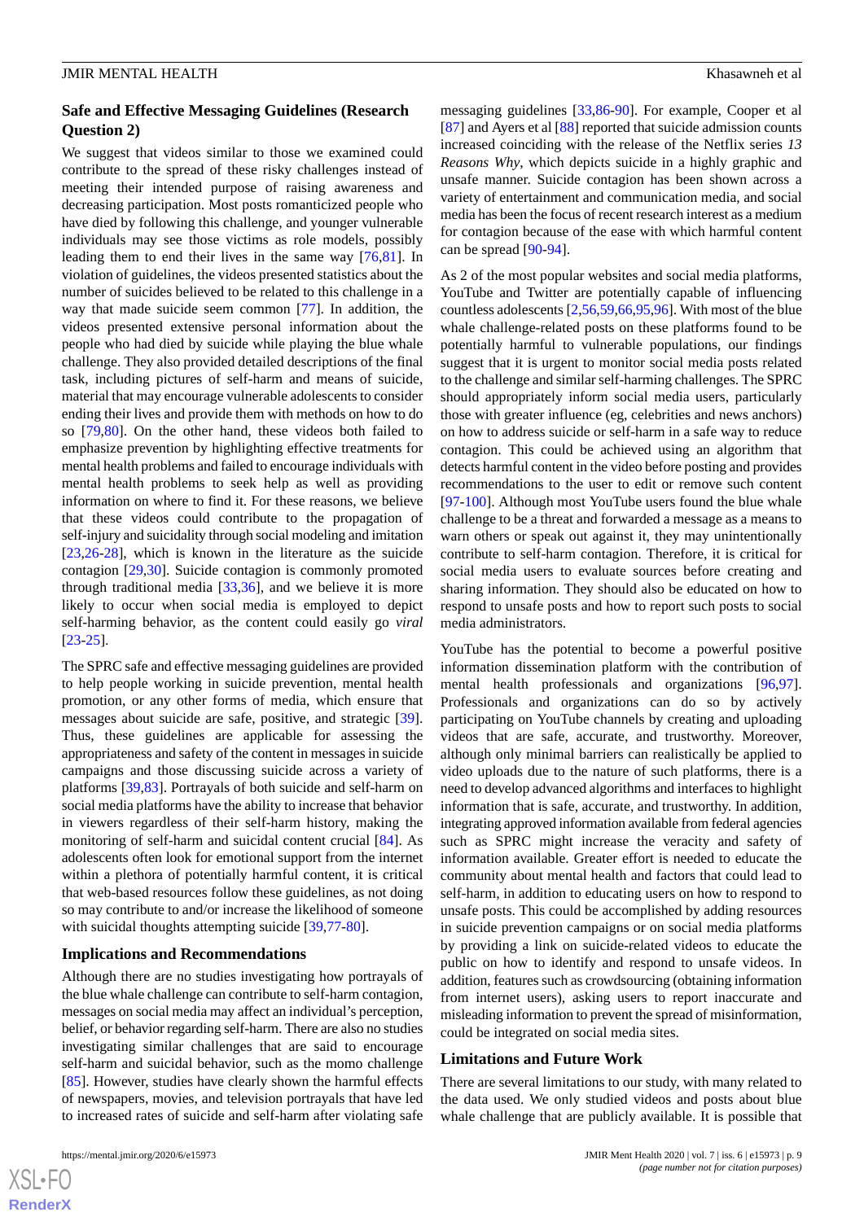### Safe and Effective Messaging Guidelines (Research Question 2)

We suggest that videos similar to those we examined could contribute to the spread of these risky challenges instead of meeting their intended purpose of raising awareness and decreasing participation. Most posts romanticized people who have died by following this challenge, and younger vulnerable individuals may see those victims as role models, possibly leading them to end their lives in the same way [76,81]. In violation of guidelines, the videos presented statistics about the number of suicides believed to be related to this challenge in a way that made suicide seem common [77]. In addition, the videos presented extensive personal information about the people who had died by suicide while playing the blue whale challenge. They also provided detailed descriptions of the final task, including pictures of self-harm and means of suicide, material that may encourage vulnerable adolescents to consider ending their lives and provide them with methods on how to do so [79,80]. On the other hand, these videos both failed to emphasize prevention by highlighting effective treatments for mental health problems and failed to encourage individuals with mental health problems to seek help as well as providing information on where to find it. For these reasons, we believe that these videos could contribute to the propagation of self-injury and suicidality through social modeling and imitation [23,26-28], which is known in the literature as the suicide contagion [29,30]. Suicide contagion is commonly promoted through traditional media [33,36], and we believe it is more likely to occur when social media is employed to depict self-harming behavior, as the content could easily go *viral* [23-25].

The SPRC safe and effective messaging guidelines are provided to help people working in suicide prevention, mental health promotion, or any other forms of media, which ensure that messages about suicide are safe, positive, and strategic [39]. Thus, these guidelines are applicable for assessing the appropriateness and safety of the content in messages in suicide campaigns and those discussing suicide across a variety of platforms [39,83]. Portrayals of both suicide and self-harm on social media platforms have the ability to increase that behavior in viewers regardless of their self-harm history, making the monitoring of self-harm and suicidal content crucial [84]. As adolescents often look for emotional support from the internet within a plethora of potentially harmful content, it is critical that web-based resources follow these guidelines, as not doing so may contribute to and/or increase the likelihood of someone with suicidal thoughts attempting suicide [39,77-80].

### Implications and Recommendations

Although there are no studies investigating how portrayals of the blue whale challenge can contribute to self-harm contagion, messages on social media may affect an individual's perception, belief, or behavior regarding self-harm. There are also no studies investigating similar challenges that are said to encourage self-harm and suicidal behavior, such as the momo challenge [85]. However, studies have clearly shown the harmful effects of newspapers, movies, and television portrayals that have led to increased rates of suicide and self-harm after violating safe messaging guidelines [33,86-90]. For example, Cooper et al [87] and Ayers et al [88] reported that suicide admission counts increased coinciding with the release of the Netflix series *13 Reasons Why*, which depicts suicide in a highly graphic and unsafe manner. Suicide contagion has been shown across a variety of entertainment and communication media, and social media has been the focus of recent research interest as a medium for contagion because of the ease with which harmful content can be spread [90-94].

As 2 of the most popular websites and social media platforms, YouTube and Twitter are potentially capable of influencing countless adolescents [2,56,59,66,95,96]. With most of the blue whale challenge-related posts on these platforms found to be potentially harmful to vulnerable populations, our findings suggest that it is urgent to monitor social media posts related to the challenge and similar self-harming challenges. The SPRC should appropriately inform social media users, particularly those with greater influence (eg, celebrities and news anchors) on how to address suicide or self-harm in a safe way to reduce contagion. This could be achieved using an algorithm that detects harmful content in the video before posting and provides recommendations to the user to edit or remove such content [97-100]. Although most YouTube users found the blue whale challenge to be a threat and forwarded a message as a means to warn others or speak out against it, they may unintentionally contribute to self-harm contagion. Therefore, it is critical for social media users to evaluate sources before creating and sharing information. They should also be educated on how to respond to unsafe posts and how to report such posts to social media administrators.

YouTube has the potential to become a powerful positive information dissemination platform with the contribution of mental health professionals and organizations [96,97]. Professionals and organizations can do so by actively participating on YouTube channels by creating and uploading videos that are safe, accurate, and trustworthy. Moreover, although only minimal barriers can realistically be applied to video uploads due to the nature of such platforms, there is a need to develop advanced algorithms and interfaces to highlight information that is safe, accurate, and trustworthy. In addition, integrating approved information available from federal agencies such as SPRC might increase the veracity and safety of information available. Greater effort is needed to educate the community about mental health and factors that could lead to self-harm, in addition to educating users on how to respond to unsafe posts. This could be accomplished by adding resources in suicide prevention campaigns or on social media platforms by providing a link on suicide-related videos to educate the public on how to identify and respond to unsafe videos. In addition, features such as crowdsourcing (obtaining information from internet users), asking users to report inaccurate and misleading information to prevent the spread of misinformation, could be integrated on social media sites.

### Limitations and Future Work

There are several limitations to our study, with many related to the data used. We only studied videos and posts about blue whale challenge that are publicly available. It is possible that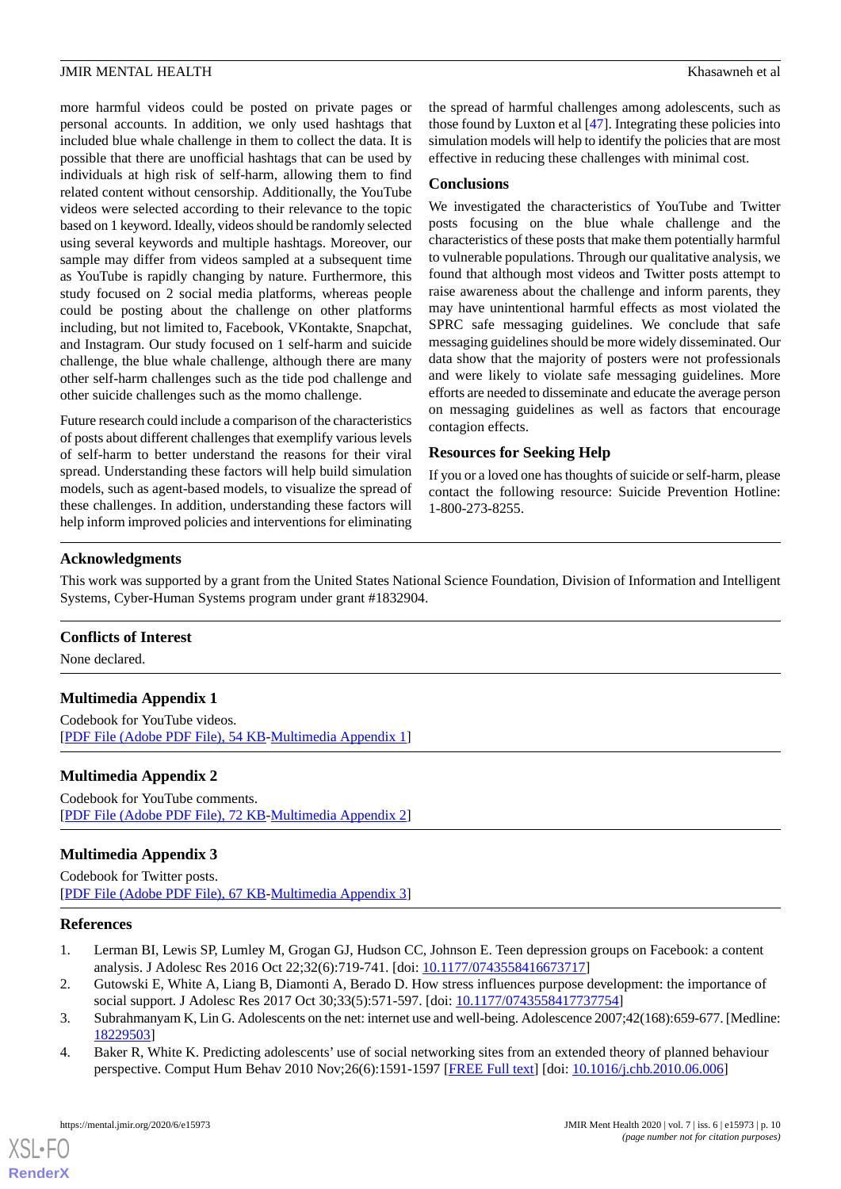more harmful videos could be posted on private pages or personal accounts. In addition, we only used hashtags that included blue whale challenge in them to collect the data. It is possible that there are unofficial hashtags that can be used by individuals at high risk of self-harm, allowing them to find related content without censorship. Additionally, the YouTube videos were selected according to their relevance to the topic based on 1 keyword. Ideally, videos should be randomly selected using several keywords and multiple hashtags. Moreover, our sample may differ from videos sampled at a subsequent time as YouTube is rapidly changing by nature. Furthermore, this study focused on 2 social media platforms, whereas people could be posting about the challenge on other platforms including, but not limited to, Facebook, VKontakte, Snapchat, and Instagram. Our study focused on 1 self-harm and suicide challenge, the blue whale challenge, although there are many other self-harm challenges such as the tide pod challenge and other suicide challenges such as the momo challenge.

Future research could include a comparison of the characteristics of posts about different challenges that exemplify various levels of self-harm to better understand the reasons for their viral spread. Understanding these factors will help build simulation models, such as agent-based models, to visualize the spread of these challenges. In addition, understanding these factors will help inform improved policies and interventions for eliminating the spread of harmful challenges among adolescents, such as those found by Luxton et al [47]. Integrating these policies into simulation models will help to identify the policies that are most effective in reducing these challenges with minimal cost.

## Conclusions

We investigated the characteristics of YouTube and Twitter posts focusing on the blue whale challenge and the characteristics of these posts that make them potentially harmful to vulnerable populations. Through our qualitative analysis, we found that although most videos and Twitter posts attempt to raise awareness about the challenge and inform parents, they may have unintentional harmful effects as most violated the SPRC safe messaging guidelines. We conclude that safe messaging guidelines should be more widely disseminated. Our data show that the majority of posters were not professionals and were likely to violate safe messaging guidelines. More efforts are needed to disseminate and educate the average person on messaging guidelines as well as factors that encourage contagion effects.

## Resources for Seeking Help

If you or a loved one has thoughts of suicide or self-harm, please contact the following resource: Suicide Prevention Hotline: 1-800-273-8255.

## Acknowledgments

This work was supported by a grant from the United States National Science Foundation, Division of Information and Intelligent Systems, Cyber-Human Systems program under grant #1832904.

## Conflicts of Interest

None declared.

## Multimedia Appendix 1

Codebook for YouTube videos.
[PDF File (Adobe PDF File), 54 KB-Multimedia Appendix 1]

## Multimedia Appendix 2

Codebook for YouTube comments.
[PDF File (Adobe PDF File), 72 KB-Multimedia Appendix 2]

## Multimedia Appendix 3

Codebook for Twitter posts.
[PDF File (Adobe PDF File), 67 KB-Multimedia Appendix 3]

## References

1. Lerman BI, Lewis SP, Lumley M, Grogan GJ, Hudson CC, Johnson E. Teen depression groups on Facebook: a content analysis. J Adolesc Res 2016 Oct 22;32(6):719-741. [doi: 10.1177/0743558416673717]
2. Gutowski E, White A, Liang B, Diamonti A, Berado D. How stress influences purpose development: the importance of social support. J Adolesc Res 2017 Oct 30;33(5):571-597. [doi: 10.1177/0743558417737754]
3. Subrahmanyam K, Lin G. Adolescents on the net: internet use and well-being. Adolescence 2007;42(168):659-677. [Medline: 18229503]
4. Baker R, White K. Predicting adolescents' use of social networking sites from an extended theory of planned behaviour perspective. Comput Hum Behav 2010 Nov;26(6):1591-1597 [FREE Full text] [doi: 10.1016/j.chb.2010.06.006]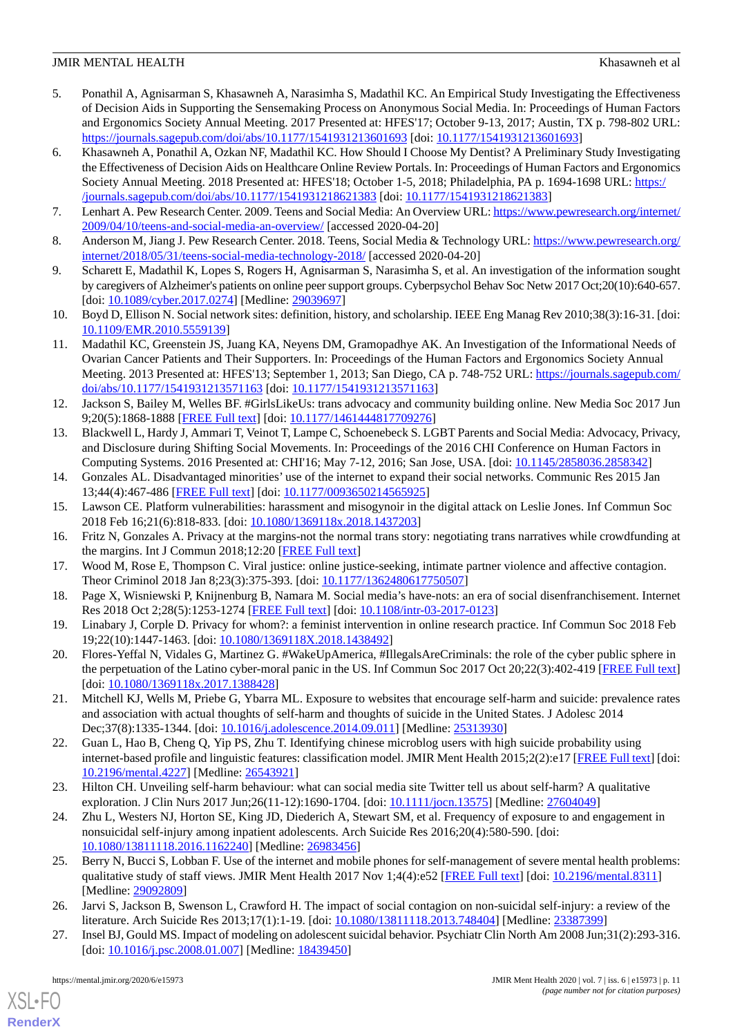5. Ponathil A, Agnisarman S, Khasawneh A, Narasimha S, Madathil KC. An Empirical Study Investigating the Effectiveness of Decision Aids in Supporting the Sensemaking Process on Anonymous Social Media. In: Proceedings of Human Factors and Ergonomics Society Annual Meeting. 2017 Presented at: HFES'17; October 9-13, 2017; Austin, TX p. 798-802 URL: https://journals.sagepub.com/doi/abs/10.1177/1541931213601693 [doi: 10.1177/1541931213601693]
6. Khasawneh A, Ponathil A, Ozkan NF, Madathil KC. How Should I Choose My Dentist? A Preliminary Study Investigating the Effectiveness of Decision Aids on Healthcare Online Review Portals. In: Proceedings of Human Factors and Ergonomics Society Annual Meeting. 2018 Presented at: HFES'18; October 1-5, 2018; Philadelphia, PA p. 1694-1698 URL: https://journals.sagepub.com/doi/abs/10.1177/1541931218621383 [doi: 10.1177/1541931218621383]
7. Lenhart A. Pew Research Center. 2009. Teens and Social Media: An Overview URL: https://www.pewresearch.org/internet/2009/04/10/teens-and-social-media-an-overview/ [accessed 2020-04-20]
8. Anderson M, Jiang J. Pew Research Center. 2018. Teens, Social Media & Technology URL: https://www.pewresearch.org/internet/2018/05/31/teens-social-media-technology-2018/ [accessed 2020-04-20]
9. Scharett E, Madathil K, Lopes S, Rogers H, Agnisarman S, Narasimha S, et al. An investigation of the information sought by caregivers of Alzheimer's patients on online peer support groups. Cyberpsychol Behav Soc Netw 2017 Oct;20(10):640-657. [doi: 10.1089/cyber.2017.0274] [Medline: 29039697]
10. Boyd D, Ellison N. Social network sites: definition, history, and scholarship. IEEE Eng Manag Rev 2010;38(3):16-31. [doi: 10.1109/EMR.2010.5559139]
11. Madathil KC, Greenstein JS, Juang KA, Neyens DM, Gramopadhye AK. An Investigation of the Informational Needs of Ovarian Cancer Patients and Their Supporters. In: Proceedings of the Human Factors and Ergonomics Society Annual Meeting. 2013 Presented at: HFES'13; September 1, 2013; San Diego, CA p. 748-752 URL: https://journals.sagepub.com/doi/abs/10.1177/1541931213571163 [doi: 10.1177/1541931213571163]
12. Jackson S, Bailey M, Welles BF. #GirlsLikeUs: trans advocacy and community building online. New Media Soc 2017 Jun 9;20(5):1868-1888 [FREE Full text] [doi: 10.1177/1461444817709276]
13. Blackwell L, Hardy J, Ammari T, Veinot T, Lampe C, Schoenebeck S. LGBT Parents and Social Media: Advocacy, Privacy, and Disclosure during Shifting Social Movements. In: Proceedings of the 2016 CHI Conference on Human Factors in Computing Systems. 2016 Presented at: CHI'16; May 7-12, 2016; San Jose, USA. [doi: 10.1145/2858036.2858342]
14. Gonzales AL. Disadvantaged minorities' use of the internet to expand their social networks. Communic Res 2015 Jan 13;44(4):467-486 [FREE Full text] [doi: 10.1177/0093650214565925]
15. Lawson CE. Platform vulnerabilities: harassment and misogynoir in the digital attack on Leslie Jones. Inf Commun Soc 2018 Feb 16;21(6):818-833. [doi: 10.1080/1369118x.2018.1437203]
16. Fritz N, Gonzales A. Privacy at the margins-not the normal trans story: negotiating trans narratives while crowdfunding at the margins. Int J Commun 2018;12:20 [FREE Full text]
17. Wood M, Rose E, Thompson C. Viral justice: online justice-seeking, intimate partner violence and affective contagion. Theor Criminol 2018 Jan 8;23(3):375-393. [doi: 10.1177/1362480617750507]
18. Page X, Wisniewski P, Knijnenburg B, Namara M. Social media's have-nots: an era of social disenfranchisement. Internet Res 2018 Oct 2;28(5):1253-1274 [FREE Full text] [doi: 10.1108/intr-03-2017-0123]
19. Linabary J, Corple D. Privacy for whom?: a feminist intervention in online research practice. Inf Commun Soc 2018 Feb 19;22(10):1447-1463. [doi: 10.1080/1369118X.2018.1438492]
20. Flores-Yeffal N, Vidales G, Martinez G. #WakeUpAmerica, #IllegalsAreCriminals: the role of the cyber public sphere in the perpetuation of the Latino cyber-moral panic in the US. Inf Commun Soc 2017 Oct 20;22(3):402-419 [FREE Full text] [doi: 10.1080/1369118x.2017.1388428]
21. Mitchell KJ, Wells M, Priebe G, Ybarra ML. Exposure to websites that encourage self-harm and suicide: prevalence rates and association with actual thoughts of self-harm and thoughts of suicide in the United States. J Adolesc 2014 Dec;37(8):1335-1344. [doi: 10.1016/j.adolescence.2014.09.011] [Medline: 25313930]
22. Guan L, Hao B, Cheng Q, Yip PS, Zhu T. Identifying chinese microblog users with high suicide probability using internet-based profile and linguistic features: classification model. JMIR Ment Health 2015;2(2):e17 [FREE Full text] [doi: 10.2196/mental.4227] [Medline: 26543921]
23. Hilton CH. Unveiling self-harm behaviour: what can social media site Twitter tell us about self-harm? A qualitative exploration. J Clin Nurs 2017 Jun;26(11-12):1690-1704. [doi: 10.1111/jocn.13575] [Medline: 27604049]
24. Zhu L, Westers NJ, Horton SE, King JD, Diederich A, Stewart SM, et al. Frequency of exposure to and engagement in nonsuicidal self-injury among inpatient adolescents. Arch Suicide Res 2016;20(4):580-590. [doi: 10.1080/13811118.2016.1162240] [Medline: 26983456]
25. Berry N, Bucci S, Lobban F. Use of the internet and mobile phones for self-management of severe mental health problems: qualitative study of staff views. JMIR Ment Health 2017 Nov 1;4(4):e52 [FREE Full text] [doi: 10.2196/mental.8311] [Medline: 29092809]
26. Jarvi S, Jackson B, Swenson L, Crawford H. The impact of social contagion on non-suicidal self-injury: a review of the literature. Arch Suicide Res 2013;17(1):1-19. [doi: 10.1080/13811118.2013.748404] [Medline: 23387399]
27. Insel BJ, Gould MS. Impact of modeling on adolescent suicidal behavior. Psychiatr Clin North Am 2008 Jun;31(2):293-316. [doi: 10.1016/j.psc.2008.01.007] [Medline: 18439450]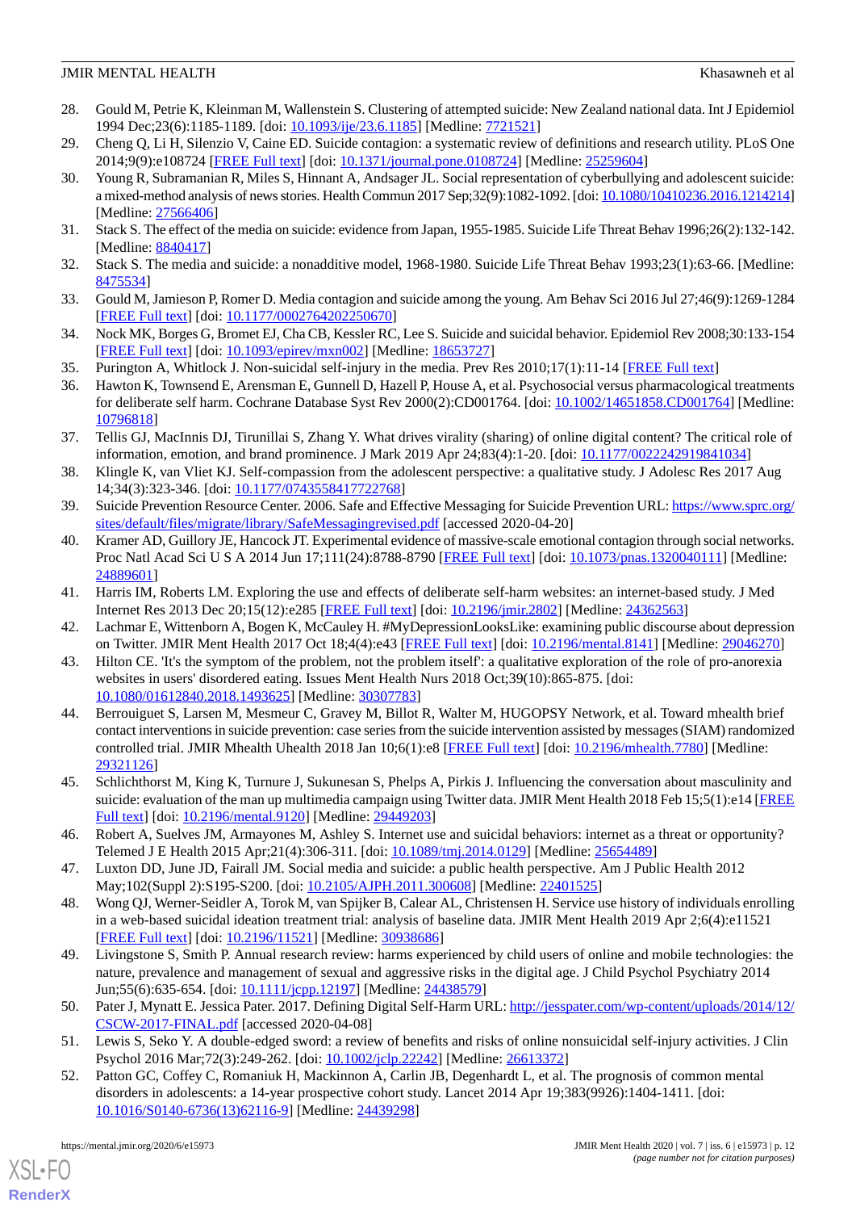28. Gould M, Petrie K, Kleinman M, Wallenstein S. Clustering of attempted suicide: New Zealand national data. Int J Epidemiol 1994 Dec;23(6):1185-1189. [doi: 10.1093/ije/23.6.1185] [Medline: 7721521]
29. Cheng Q, Li H, Silenzio V, Caine ED. Suicide contagion: a systematic review of definitions and research utility. PLoS One 2014;9(9):e108724 [FREE Full text] [doi: 10.1371/journal.pone.0108724] [Medline: 25259604]
30. Young R, Subramanian R, Miles S, Hinnant A, Andsager JL. Social representation of cyberbullying and adolescent suicide: a mixed-method analysis of news stories. Health Commun 2017 Sep;32(9):1082-1092. [doi: 10.1080/10410236.2016.1214214] [Medline: 27566406]
31. Stack S. The effect of the media on suicide: evidence from Japan, 1955-1985. Suicide Life Threat Behav 1996;26(2):132-142. [Medline: 8840417]
32. Stack S. The media and suicide: a nonadditive model, 1968-1980. Suicide Life Threat Behav 1993;23(1):63-66. [Medline: 8475534]
33. Gould M, Jamieson P, Romer D. Media contagion and suicide among the young. Am Behav Sci 2016 Jul 27;46(9):1269-1284 [FREE Full text] [doi: 10.1177/0002764202250670]
34. Nock MK, Borges G, Bromet EJ, Cha CB, Kessler RC, Lee S. Suicide and suicidal behavior. Epidemiol Rev 2008;30:133-154 [FREE Full text] [doi: 10.1093/epirev/mxn002] [Medline: 18653727]
35. Purington A, Whitlock J. Non-suicidal self-injury in the media. Prev Res 2010;17(1):11-14 [FREE Full text]
36. Hawton K, Townsend E, Arensman E, Gunnell D, Hazell P, House A, et al. Psychosocial versus pharmacological treatments for deliberate self harm. Cochrane Database Syst Rev 2000(2):CD001764. [doi: 10.1002/14651858.CD001764] [Medline: 10796818]
37. Tellis GJ, MacInnis DJ, Tirunillai S, Zhang Y. What drives virality (sharing) of online digital content? The critical role of information, emotion, and brand prominence. J Mark 2019 Apr 24;83(4):1-20. [doi: 10.1177/0022242919841034]
38. Klingle K, van Vliet KJ. Self-compassion from the adolescent perspective: a qualitative study. J Adolesc Res 2017 Aug 14;34(3):323-346. [doi: 10.1177/0743558417722768]
39. Suicide Prevention Resource Center. 2006. Safe and Effective Messaging for Suicide Prevention URL: https://www.sprc.org/sites/default/files/migrate/library/SafeMessagingrevised.pdf [accessed 2020-04-20]
40. Kramer AD, Guillory JE, Hancock JT. Experimental evidence of massive-scale emotional contagion through social networks. Proc Natl Acad Sci U S A 2014 Jun 17;111(24):8788-8790 [FREE Full text] [doi: 10.1073/pnas.1320040111] [Medline: 24889601]
41. Harris IM, Roberts LM. Exploring the use and effects of deliberate self-harm websites: an internet-based study. J Med Internet Res 2013 Dec 20;15(12):e285 [FREE Full text] [doi: 10.2196/jmir.2802] [Medline: 24362563]
42. Lachmar E, Wittenborn A, Bogen K, McCauley H. #MyDepressionLooksLike: examining public discourse about depression on Twitter. JMIR Ment Health 2017 Oct 18;4(4):e43 [FREE Full text] [doi: 10.2196/mental.8141] [Medline: 29046270]
43. Hilton CE. 'It's the symptom of the problem, not the problem itself': a qualitative exploration of the role of pro-anorexia websites in users' disordered eating. Issues Ment Health Nurs 2018 Oct;39(10):865-875. [doi: 10.1080/01612840.2018.1493625] [Medline: 30307783]
44. Berrouiguet S, Larsen M, Mesmeur C, Gravey M, Billot R, Walter M, HUGOPSY Network, et al. Toward mhealth brief contact interventions in suicide prevention: case series from the suicide intervention assisted by messages (SIAM) randomized controlled trial. JMIR Mhealth Uhealth 2018 Jan 10;6(1):e8 [FREE Full text] [doi: 10.2196/mhealth.7780] [Medline: 29321126]
45. Schlichthorst M, King K, Turnure J, Sukunesan S, Phelps A, Pirkis J. Influencing the conversation about masculinity and suicide: evaluation of the man up multimedia campaign using Twitter data. JMIR Ment Health 2018 Feb 15;5(1):e14 [FREE Full text] [doi: 10.2196/mental.9120] [Medline: 29449203]
46. Robert A, Suelves JM, Armayones M, Ashley S. Internet use and suicidal behaviors: internet as a threat or opportunity? Telemed J E Health 2015 Apr;21(4):306-311. [doi: 10.1089/tmj.2014.0129] [Medline: 25654489]
47. Luxton DD, June JD, Fairall JM. Social media and suicide: a public health perspective. Am J Public Health 2012 May;102(Suppl 2):S195-S200. [doi: 10.2105/AJPH.2011.300608] [Medline: 22401525]
48. Wong QJ, Werner-Seidler A, Torok M, van Spijker B, Calear AL, Christensen H. Service use history of individuals enrolling in a web-based suicidal ideation treatment trial: analysis of baseline data. JMIR Ment Health 2019 Apr 2;6(4):e11521 [FREE Full text] [doi: 10.2196/11521] [Medline: 30938686]
49. Livingstone S, Smith P. Annual research review: harms experienced by child users of online and mobile technologies: the nature, prevalence and management of sexual and aggressive risks in the digital age. J Child Psychol Psychiatry 2014 Jun;55(6):635-654. [doi: 10.1111/jcpp.12197] [Medline: 24438579]
50. Pater J, Mynatt E. Jessica Pater. 2017. Defining Digital Self-Harm URL: http://jesspater.com/wp-content/uploads/2014/12/CSCW-2017-FINAL.pdf [accessed 2020-04-08]
51. Lewis S, Seko Y. A double-edged sword: a review of benefits and risks of online nonsuicidal self-injury activities. J Clin Psychol 2016 Mar;72(3):249-262. [doi: 10.1002/jclp.22242] [Medline: 26613372]
52. Patton GC, Coffey C, Romaniuk H, Mackinnon A, Carlin JB, Degenhardt L, et al. The prognosis of common mental disorders in adolescents: a 14-year prospective cohort study. Lancet 2014 Apr 19;383(9926):1404-1411. [doi: 10.1016/S0140-6736(13)62116-9] [Medline: 24439298]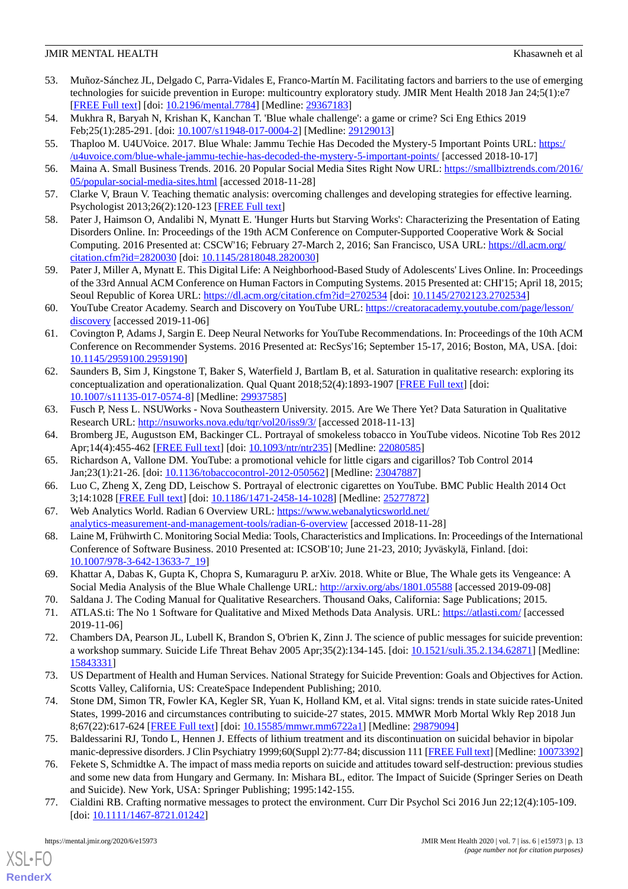53. Muñoz-Sánchez JL, Delgado C, Parra-Vidales E, Franco-Martín M. Facilitating factors and barriers to the use of emerging technologies for suicide prevention in Europe: multicountry exploratory study. JMIR Ment Health 2018 Jan 24;5(1):e7 [FREE Full text] [doi: 10.2196/mental.7784] [Medline: 29367183]
54. Mukhra R, Baryah N, Krishan K, Kanchan T. 'Blue whale challenge': a game or crime? Sci Eng Ethics 2019 Feb;25(1):285-291. [doi: 10.1007/s11948-017-0004-2] [Medline: 29129013]
55. Thaploo M. U4UVoice. 2017. Blue Whale: Jammu Techie Has Decoded the Mystery-5 Important Points URL: https://u4uvoice.com/blue-whale-jammu-techie-has-decoded-the-mystery-5-important-points/ [accessed 2018-10-17]
56. Maina A. Small Business Trends. 2016. 20 Popular Social Media Sites Right Now URL: https://smallbiztrends.com/2016/05/popular-social-media-sites.html [accessed 2018-11-28]
57. Clarke V, Braun V. Teaching thematic analysis: overcoming challenges and developing strategies for effective learning. Psychologist 2013;26(2):120-123 [FREE Full text]
58. Pater J, Haimson O, Andalibi N, Mynatt E. 'Hunger Hurts but Starving Works': Characterizing the Presentation of Eating Disorders Online. In: Proceedings of the 19th ACM Conference on Computer-Supported Cooperative Work & Social Computing. 2016 Presented at: CSCW'16; February 27-March 2, 2016; San Francisco, USA URL: https://dl.acm.org/citation.cfm?id=2820030 [doi: 10.1145/2818048.2820030]
59. Pater J, Miller A, Mynatt E. This Digital Life: A Neighborhood-Based Study of Adolescents' Lives Online. In: Proceedings of the 33rd Annual ACM Conference on Human Factors in Computing Systems. 2015 Presented at: CHI'15; April 18, 2015; Seoul Republic of Korea URL: https://dl.acm.org/citation.cfm?id=2702534 [doi: 10.1145/2702123.2702534]
60. YouTube Creator Academy. Search and Discovery on YouTube URL: https://creatoracademy.youtube.com/page/lesson/discovery [accessed 2019-11-06]
61. Covington P, Adams J, Sargin E. Deep Neural Networks for YouTube Recommendations. In: Proceedings of the 10th ACM Conference on Recommender Systems. 2016 Presented at: RecSys'16; September 15-17, 2016; Boston, MA, USA. [doi: 10.1145/2959100.2959190]
62. Saunders B, Sim J, Kingstone T, Baker S, Waterfield J, Bartlam B, et al. Saturation in qualitative research: exploring its conceptualization and operationalization. Qual Quant 2018;52(4):1893-1907 [FREE Full text] [doi: 10.1007/s11135-017-0574-8] [Medline: 29937585]
63. Fusch P, Ness L. NSUWorks - Nova Southeastern University. 2015. Are We There Yet? Data Saturation in Qualitative Research URL: http://nsuworks.nova.edu/tqr/vol20/iss9/3/ [accessed 2018-11-13]
64. Bromberg JE, Augustson EM, Backinger CL. Portrayal of smokeless tobacco in YouTube videos. Nicotine Tob Res 2012 Apr;14(4):455-462 [FREE Full text] [doi: 10.1093/ntr/ntr235] [Medline: 22080585]
65. Richardson A, Vallone DM. YouTube: a promotional vehicle for little cigars and cigarillos? Tob Control 2014 Jan;23(1):21-26. [doi: 10.1136/tobaccocontrol-2012-050562] [Medline: 23047887]
66. Luo C, Zheng X, Zeng DD, Leischow S. Portrayal of electronic cigarettes on YouTube. BMC Public Health 2014 Oct 3;14:1028 [FREE Full text] [doi: 10.1186/1471-2458-14-1028] [Medline: 25277872]
67. Web Analytics World. Radian 6 Overview URL: https://www.webanalyticsworld.net/analytics-measurement-and-management-tools/radian-6-overview [accessed 2018-11-28]
68. Laine M, Frühwirth C. Monitoring Social Media: Tools, Characteristics and Implications. In: Proceedings of the International Conference of Software Business. 2010 Presented at: ICSOB'10; June 21-23, 2010; Jyväskylä, Finland. [doi: 10.1007/978-3-642-13633-7_19]
69. Khattar A, Dabas K, Gupta K, Chopra S, Kumaraguru P. arXiv. 2018. White or Blue, The Whale gets its Vengeance: A Social Media Analysis of the Blue Whale Challenge URL: http://arxiv.org/abs/1801.05588 [accessed 2019-09-08]
70. Saldana J. The Coding Manual for Qualitative Researchers. Thousand Oaks, California: Sage Publications; 2015.
71. ATLAS.ti: The No 1 Software for Qualitative and Mixed Methods Data Analysis. URL: https://atlasti.com/ [accessed 2019-11-06]
72. Chambers DA, Pearson JL, Lubell K, Brandon S, O'brien K, Zinn J. The science of public messages for suicide prevention: a workshop summary. Suicide Life Threat Behav 2005 Apr;35(2):134-145. [doi: 10.1521/suli.35.2.134.62871] [Medline: 15843331]
73. US Department of Health and Human Services. National Strategy for Suicide Prevention: Goals and Objectives for Action. Scotts Valley, California, US: CreateSpace Independent Publishing; 2010.
74. Stone DM, Simon TR, Fowler KA, Kegler SR, Yuan K, Holland KM, et al. Vital signs: trends in state suicide rates-United States, 1999-2016 and circumstances contributing to suicide-27 states, 2015. MMWR Morb Mortal Wkly Rep 2018 Jun 8;67(22):617-624 [FREE Full text] [doi: 10.15585/mmwr.mm6722a1] [Medline: 29879094]
75. Baldessarini RJ, Tondo L, Hennen J. Effects of lithium treatment and its discontinuation on suicidal behavior in bipolar manic-depressive disorders. J Clin Psychiatry 1999;60(Suppl 2):77-84; discussion 111 [FREE Full text] [Medline: 10073392]
76. Fekete S, Schmidtke A. The impact of mass media reports on suicide and attitudes toward self-destruction: previous studies and some new data from Hungary and Germany. In: Mishara BL, editor. The Impact of Suicide (Springer Series on Death and Suicide). New York, USA: Springer Publishing; 1995:142-155.
77. Cialdini RB. Crafting normative messages to protect the environment. Curr Dir Psychol Sci 2016 Jun 22;12(4):105-109. [doi: 10.1111/1467-8721.01242]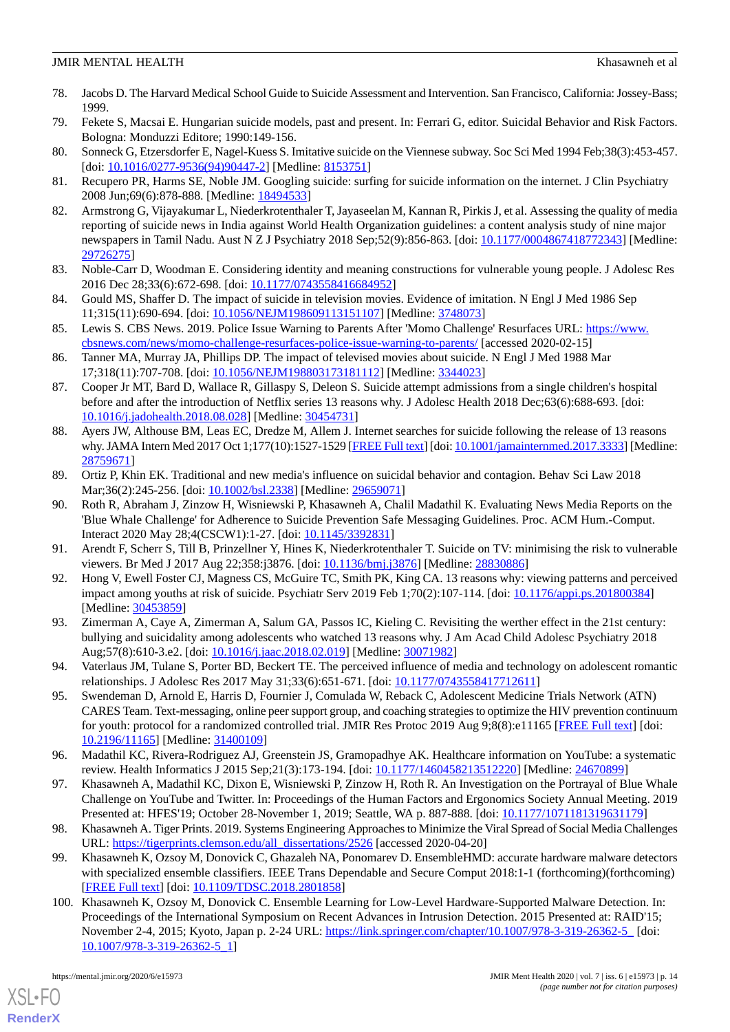78. Jacobs D. The Harvard Medical School Guide to Suicide Assessment and Intervention. San Francisco, California: Jossey-Bass; 1999.
79. Fekete S, Macsai E. Hungarian suicide models, past and present. In: Ferrari G, editor. Suicidal Behavior and Risk Factors. Bologna: Monduzzi Editore; 1990:149-156.
80. Sonneck G, Etzersdorfer E, Nagel-Kuess S. Imitative suicide on the Viennese subway. Soc Sci Med 1994 Feb;38(3):453-457. [doi: 10.1016/0277-9536(94)90447-2] [Medline: 8153751]
81. Recupero PR, Harms SE, Noble JM. Googling suicide: surfing for suicide information on the internet. J Clin Psychiatry 2008 Jun;69(6):878-888. [Medline: 18494533]
82. Armstrong G, Vijayakumar L, Niederkrotenthaler T, Jayaseelan M, Kannan R, Pirkis J, et al. Assessing the quality of media reporting of suicide news in India against World Health Organization guidelines: a content analysis study of nine major newspapers in Tamil Nadu. Aust N Z J Psychiatry 2018 Sep;52(9):856-863. [doi: 10.1177/0004867418772343] [Medline: 29726275]
83. Noble-Carr D, Woodman E. Considering identity and meaning constructions for vulnerable young people. J Adolesc Res 2016 Dec 28;33(6):672-698. [doi: 10.1177/0743558416684952]
84. Gould MS, Shaffer D. The impact of suicide in television movies. Evidence of imitation. N Engl J Med 1986 Sep 11;315(11):690-694. [doi: 10.1056/NEJM198609113151107] [Medline: 3748073]
85. Lewis S. CBS News. 2019. Police Issue Warning to Parents After 'Momo Challenge' Resurfaces URL: https://www.cbsnews.com/news/momo-challenge-resurfaces-police-issue-warning-to-parents/ [accessed 2020-02-15]
86. Tanner MA, Murray JA, Phillips DP. The impact of televised movies about suicide. N Engl J Med 1988 Mar 17;318(11):707-708. [doi: 10.1056/NEJM198803173181112] [Medline: 3344023]
87. Cooper Jr MT, Bard D, Wallace R, Gillaspy S, Deleon S. Suicide attempt admissions from a single children's hospital before and after the introduction of Netflix series 13 reasons why. J Adolesc Health 2018 Dec;63(6):688-693. [doi: 10.1016/j.jadohealth.2018.08.028] [Medline: 30454731]
88. Ayers JW, Althouse BM, Leas EC, Dredze M, Allem J. Internet searches for suicide following the release of 13 reasons why. JAMA Intern Med 2017 Oct 1;177(10):1527-1529 [FREE Full text] [doi: 10.1001/jamainternmed.2017.3333] [Medline: 28759671]
89. Ortiz P, Khin EK. Traditional and new media's influence on suicidal behavior and contagion. Behav Sci Law 2018 Mar;36(2):245-256. [doi: 10.1002/bsl.2338] [Medline: 29659071]
90. Roth R, Abraham J, Zinzow H, Wisniewski P, Khasawneh A, Chalil Madathil K. Evaluating News Media Reports on the 'Blue Whale Challenge' for Adherence to Suicide Prevention Safe Messaging Guidelines. Proc. ACM Hum.-Comput. Interact 2020 May 28;4(CSCW1):1-27. [doi: 10.1145/3392831]
91. Arendt F, Scherr S, Till B, Prinzellner Y, Hines K, Niederkrotenthaler T. Suicide on TV: minimising the risk to vulnerable viewers. Br Med J 2017 Aug 22;358:j3876. [doi: 10.1136/bmj.j3876] [Medline: 28830886]
92. Hong V, Ewell Foster CJ, Magness CS, McGuire TC, Smith PK, King CA. 13 reasons why: viewing patterns and perceived impact among youths at risk of suicide. Psychiatr Serv 2019 Feb 1;70(2):107-114. [doi: 10.1176/appi.ps.201800384] [Medline: 30453859]
93. Zimerman A, Caye A, Zimerman A, Salum GA, Passos IC, Kieling C. Revisiting the werther effect in the 21st century: bullying and suicidality among adolescents who watched 13 reasons why. J Am Acad Child Adolesc Psychiatry 2018 Aug;57(8):610-3.e2. [doi: 10.1016/j.jaac.2018.02.019] [Medline: 30071982]
94. Vaterlaus JM, Tulane S, Porter BD, Beckert TE. The perceived influence of media and technology on adolescent romantic relationships. J Adolesc Res 2017 May 31;33(6):651-671. [doi: 10.1177/0743558417712611]
95. Swendeman D, Arnold E, Harris D, Fournier J, Comulada W, Reback C, Adolescent Medicine Trials Network (ATN) CARES Team. Text-messaging, online peer support group, and coaching strategies to optimize the HIV prevention continuum for youth: protocol for a randomized controlled trial. JMIR Res Protoc 2019 Aug 9;8(8):e11165 [FREE Full text] [doi: 10.2196/11165] [Medline: 31400109]
96. Madathil KC, Rivera-Rodriguez AJ, Greenstein JS, Gramopadhye AK. Healthcare information on YouTube: a systematic review. Health Informatics J 2015 Sep;21(3):173-194. [doi: 10.1177/1460458213512220] [Medline: 24670899]
97. Khasawneh A, Madathil KC, Dixon E, Wisniewski P, Zinzow H, Roth R. An Investigation on the Portrayal of Blue Whale Challenge on YouTube and Twitter. In: Proceedings of the Human Factors and Ergonomics Society Annual Meeting. 2019 Presented at: HFES'19; October 28-November 1, 2019; Seattle, WA p. 887-888. [doi: 10.1177/1071181319631179]
98. Khasawneh A. Tiger Prints. 2019. Systems Engineering Approaches to Minimize the Viral Spread of Social Media Challenges URL: https://tigerprints.clemson.edu/all_dissertations/2526 [accessed 2020-04-20]
99. Khasawneh K, Ozsoy M, Donovick C, Ghazaleh NA, Ponomarev D. EnsembleHMD: accurate hardware malware detectors with specialized ensemble classifiers. IEEE Trans Dependable and Secure Comput 2018:1-1 (forthcoming)(forthcoming) [FREE Full text] [doi: 10.1109/TDSC.2018.2801858]
100. Khasawneh K, Ozsoy M, Donovick C. Ensemble Learning for Low-Level Hardware-Supported Malware Detection. In: Proceedings of the International Symposium on Recent Advances in Intrusion Detection. 2015 Presented at: RAID'15; November 2-4, 2015; Kyoto, Japan p. 2-24 URL: https://link.springer.com/chapter/10.1007/978-3-319-26362-5_ [doi: 10.1007/978-3-319-26362-5_1]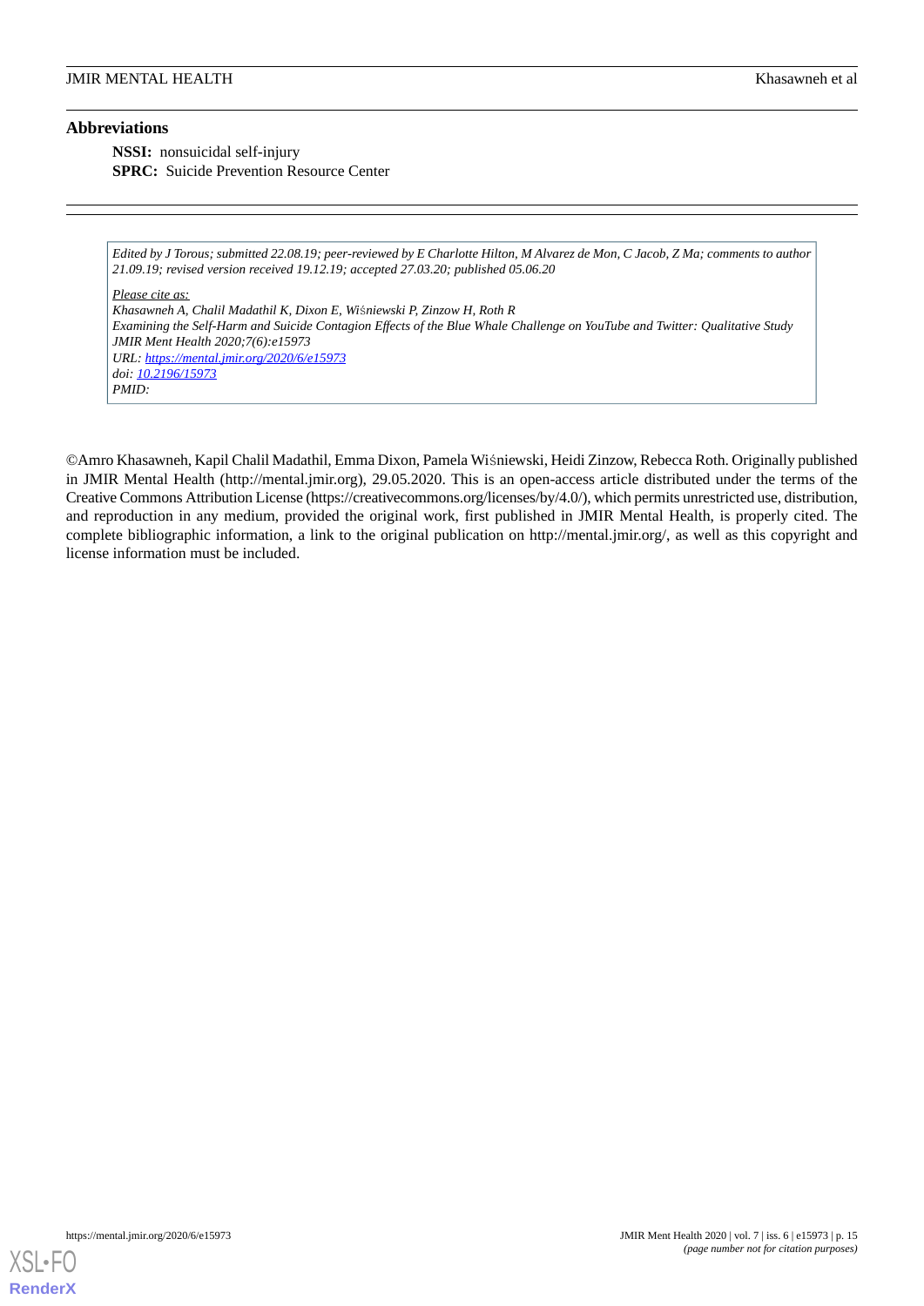## Abbreviations

**NSSI:** nonsuicidal self-injury
**SPRC:** Suicide Prevention Resource Center

*Edited by J Torous; submitted 22.08.19; peer-reviewed by E Charlotte Hilton, M Alvarez de Mon, C Jacob, Z Ma; comments to author 21.09.19; revised version received 19.12.19; accepted 27.03.20; published 05.06.20*

*Please cite as:*
*Khasawneh A, Chalil Madathil K, Dixon E, Wiśniewski P, Zinzow H, Roth R*
*Examining the Self-Harm and Suicide Contagion Effects of the Blue Whale Challenge on YouTube and Twitter: Qualitative Study*
*JMIR Ment Health 2020;7(6):e15973*
*URL: https://mental.jmir.org/2020/6/e15973*
*doi: 10.2196/15973*
*PMID:*

©Amro Khasawneh, Kapil Chalil Madathil, Emma Dixon, Pamela Wiśniewski, Heidi Zinzow, Rebecca Roth. Originally published in JMIR Mental Health (http://mental.jmir.org), 29.05.2020. This is an open-access article distributed under the terms of the Creative Commons Attribution License (https://creativecommons.org/licenses/by/4.0/), which permits unrestricted use, distribution, and reproduction in any medium, provided the original work, first published in JMIR Mental Health, is properly cited. The complete bibliographic information, a link to the original publication on http://mental.jmir.org/, as well as this copyright and license information must be included.